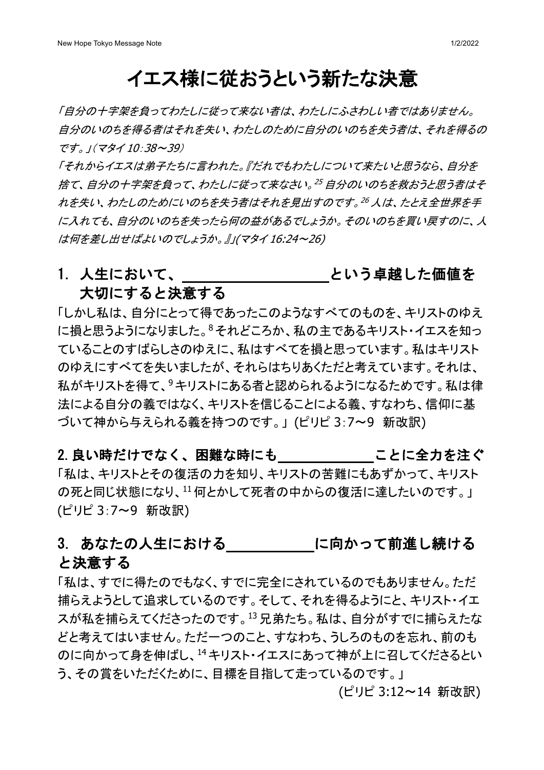# イエス様に従おうという新たな決意

*「自分の十字架を負ってわたしに従って来ない者は、わたしにふさわしい者ではありません。自分のいのちを得る者はそれを失い、わたしのために自分のいのちを失う者は、それを得るのです。」(マタイ 10:38〜39)*

*「それからイエスは弟子たちに言われた。『だれでもわたしについて来たいと思うなら、自分を捨て、自分の十字架を負って、わたしに従って来なさい。[25] 自分のいのちを救おうと思う者はそれを失い、わたしのためにいのちを失う者はそれを見出すのです。[26] 人は、たとえ全世界を手に入れても、自分のいのちを失ったら何の益があるでしょうか。そのいのちを買い戻すのに、人は何を差し出せばよいのでしょうか。』」(マタイ 16:24〜26)*

## 1. 人生において、__________________という卓越した価値を大切にすると決意する

「しかし私は、自分にとって得であったこのようなすべてのものを、キリストのゆえに損と思うようになりました。[8] それどころか、私の主であるキリスト・イエスを知っていることのすばらしさのゆえに、私はすべてを損と思っています。私はキリストのゆえにすべてを失いましたが、それらはちりあくただと考えています。それは、私がキリストを得て、[9] キリストにある者と認められるようになるためです。私は律法による自分の義ではなく、キリストを信じることによる義、すなわち、信仰に基づいて神から与えられる義を持つのです。」(ピリピ 3:7〜9 新改訳)

## 2. 良い時だけでなく、困難な時にも____________ことに全力を注ぐ

「私は、キリストとその復活の力を知り、キリストの苦難にもあずかって、キリストの死と同じ状態になり、[11] 何とかして死者の中からの復活に達したいのです。」(ピリピ 3:7〜9 新改訳)

## 3. あなたの人生における__________に向かって前進し続けると決意する

「私は、すでに得たのでもなく、すでに完全にされているのでもありません。ただ捕らえようとして追求しているのです。そして、それを得るようにと、キリスト・イエスが私を捕らえてくださったのです。[13] 兄弟たち。私は、自分がすでに捕らえたなどと考えてはいません。ただ一つのこと、すなわち、うしろのものを忘れ、前のものに向かって身を伸ばし、[14] キリスト・イエスにあって神が上に召してくださるという、その賞をいただくために、目標を目指して走っているのです。」

(ピリピ 3:12〜14 新改訳)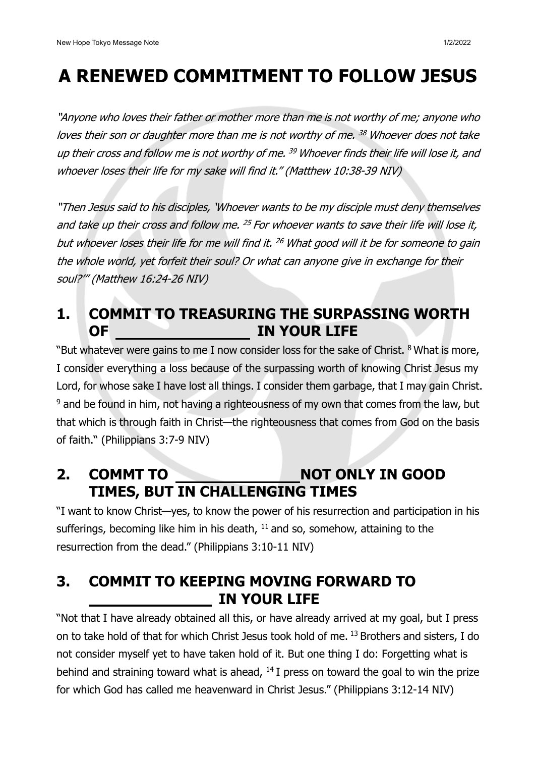# A RENEWED COMMITMENT TO FOLLOW JESUS

*"Anyone who loves their father or mother more than me is not worthy of me; anyone who loves their son or daughter more than me is not worthy of me. [38] Whoever does not take up their cross and follow me is not worthy of me. [39] Whoever finds their life will lose it, and whoever loses their life for my sake will find it." (Matthew 10:38-39 NIV)*

*"Then Jesus said to his disciples, 'Whoever wants to be my disciple must deny themselves and take up their cross and follow me. [25] For whoever wants to save their life will lose it, but whoever loses their life for me will find it. [26] What good will it be for someone to gain the whole world, yet forfeit their soul? Or what can anyone give in exchange for their soul?'" (Matthew 16:24-26 NIV)*

## 1. COMMIT TO TREASURING THE SURPASSING WORTH OF ________________ IN YOUR LIFE

"But whatever were gains to me I now consider loss for the sake of Christ. [8] What is more, I consider everything a loss because of the surpassing worth of knowing Christ Jesus my Lord, for whose sake I have lost all things. I consider them garbage, that I may gain Christ. [9] and be found in him, not having a righteousness of my own that comes from the law, but that which is through faith in Christ—the righteousness that comes from God on the basis of faith." (Philippians 3:7-9 NIV)

## 2. COMMT TO _______________NOT ONLY IN GOOD TIMES, BUT IN CHALLENGING TIMES

"I want to know Christ—yes, to know the power of his resurrection and participation in his sufferings, becoming like him in his death, [11] and so, somehow, attaining to the resurrection from the dead." (Philippians 3:10-11 NIV)

## 3. COMMIT TO KEEPING MOVING FORWARD TO _______________ IN YOUR LIFE

"Not that I have already obtained all this, or have already arrived at my goal, but I press on to take hold of that for which Christ Jesus took hold of me. [13] Brothers and sisters, I do not consider myself yet to have taken hold of it. But one thing I do: Forgetting what is behind and straining toward what is ahead, [14] I press on toward the goal to win the prize for which God has called me heavenward in Christ Jesus." (Philippians 3:12-14 NIV)